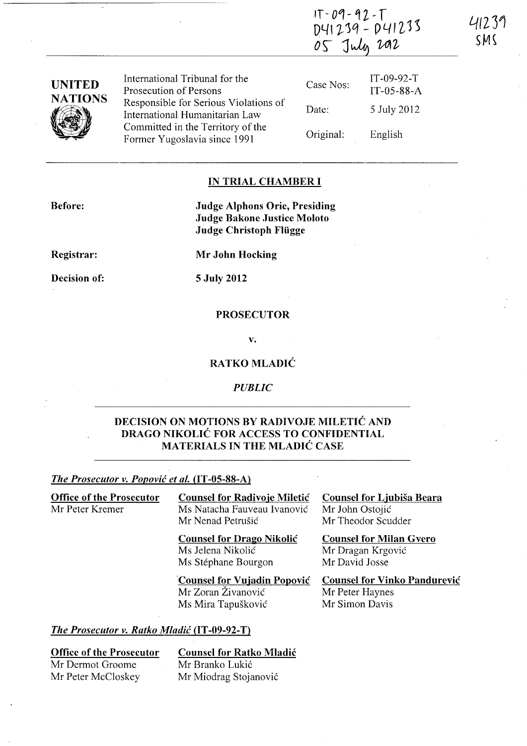IT-09-92-T
D41239 - D41233
05 July 2012

41239
SMS

**UNITED NATIONS**

International Tribunal for the Prosecution of Persons Responsible for Serious Violations of International Humanitarian Law Committed in the Territory of the Former Yugoslavia since 1991

| | |
|---|---|
| Case Nos: | IT-09-92-T<br>IT-05-88-A |
| Date: | 5 July 2012 |
| Original: | English |

**IN TRIAL CHAMBER I**

**Before:** **Judge Alphons Orie, Presiding**
**Judge Bakone Justice Moloto**
**Judge Christoph Flügge**

**Registrar:** **Mr John Hocking**

**Decision of:** **5 July 2012**

**PROSECUTOR**

**v.**

**RATKO MLADIĆ**

*PUBLIC*

**DECISION ON MOTIONS BY RADIVOJE MILETIĆ AND DRAGO NIKOLIĆ FOR ACCESS TO CONFIDENTIAL MATERIALS IN THE MLADIĆ CASE**

*The Prosecutor v. Popović et al.* **(IT-05-88-A)**

**Office of the Prosecutor**
Mr Peter Kremer

**Counsel for Radivoje Miletić**
Ms Natacha Fauveau Ivanović
Mr Nenad Petrušić

**Counsel for Drago Nikolić**
Ms Jelena Nikolić
Ms Stéphane Bourgon

**Counsel for Vujadin Popović**
Mr Zoran Živanović
Ms Mira Tapušković

**Counsel for Ljubiša Beara**
Mr John Ostojić
Mr Theodor Scudder

**Counsel for Milan Gvero**
Mr Dragan Krgović
Mr David Josse

**Counsel for Vinko Pandurević**
Mr Peter Haynes
Mr Simon Davis

*The Prosecutor v. Ratko Mladić* **(IT-09-92-T)**

**Office of the Prosecutor**
Mr Dermot Groome
Mr Peter McCloskey

**Counsel for Ratko Mladić**
Mr Branko Lukić
Mr Miodrag Stojanović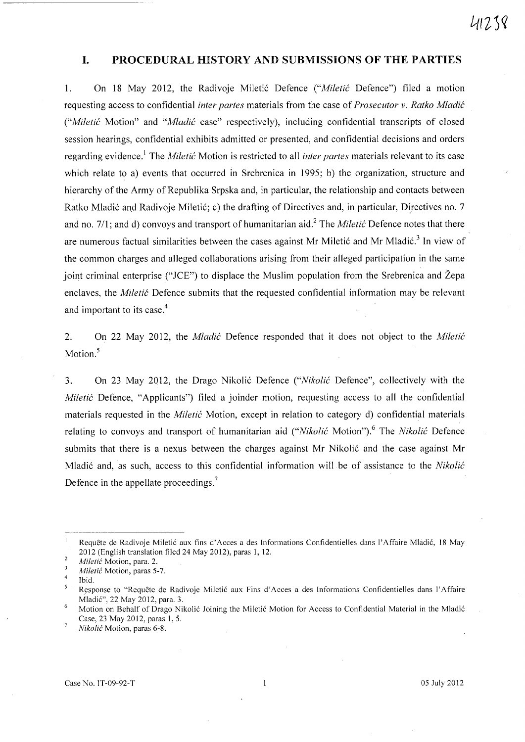# I. PROCEDURAL HISTORY AND SUBMISSIONS OF THE PARTIES

1. On 18 May 2012, the Radivoje Miletić Defence ("*Miletić* Defence") filed a motion requesting access to confidential *inter partes* materials from the case of *Prosecutor v. Ratko Mladić* ("*Miletić* Motion" and "*Mladić* case" respectively), including confidential transcripts of closed session hearings, confidential exhibits admitted or presented, and confidential decisions and orders regarding evidence.[1] The *Miletić* Motion is restricted to all *inter partes* materials relevant to its case which relate to a) events that occurred in Srebrenica in 1995; b) the organization, structure and hierarchy of the Army of Republika Srpska and, in particular, the relationship and contacts between Ratko Mladić and Radivoje Miletić; c) the drafting of Directives and, in particular, Directives no. 7 and no. 7/1; and d) convoys and transport of humanitarian aid.[2] The *Miletić* Defence notes that there are numerous factual similarities between the cases against Mr Miletić and Mr Mladić.[3] In view of the common charges and alleged collaborations arising from their alleged participation in the same joint criminal enterprise ("JCE") to displace the Muslim population from the Srebrenica and Žepa enclaves, the *Miletić* Defence submits that the requested confidential information may be relevant and important to its case.[4]

2. On 22 May 2012, the *Mladić* Defence responded that it does not object to the *Miletić* Motion.[5]

3. On 23 May 2012, the Drago Nikolić Defence ("*Nikolić* Defence", collectively with the *Miletić* Defence, "Applicants") filed a joinder motion, requesting access to all the confidential materials requested in the *Miletić* Motion, except in relation to category d) confidential materials relating to convoys and transport of humanitarian aid ("*Nikolić* Motion").[6] The *Nikolić* Defence submits that there is a nexus between the charges against Mr Nikolić and the case against Mr Mladić and, as such, access to this confidential information will be of assistance to the *Nikolić* Defence in the appellate proceedings.[7]

---

[1] Requête de Radivoje Miletić aux fins d'Acces a des Informations Confidentielles dans l'Affaire Mladić, 18 May 2012 (English translation filed 24 May 2012), paras 1, 12.

[2] *Miletić* Motion, para. 2.

[3] *Miletić* Motion, paras 5-7.

[4] Ibid.

[5] Response to "Requête de Radivoje Miletić aux Fins d'Acces a des Informations Confidentielles dans l'Affaire Mladić", 22 May 2012, para. 3.

[6] Motion on Behalf of Drago Nikolić Joining the Miletić Motion for Access to Confidential Material in the Mladić Case, 23 May 2012, paras 1, 5.

[7] *Nikolić* Motion, paras 6-8.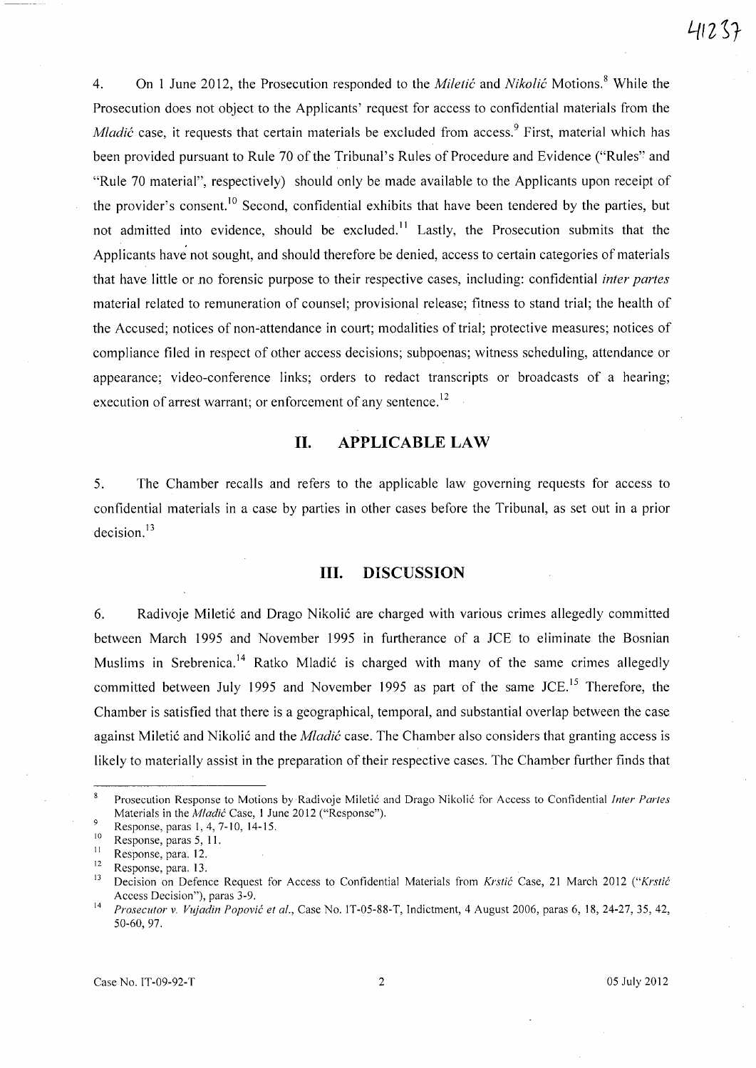4. On 1 June 2012, the Prosecution responded to the *Miletić* and *Nikolić* Motions.[8] While the Prosecution does not object to the Applicants' request for access to confidential materials from the *Mladić* case, it requests that certain materials be excluded from access.[9] First, material which has been provided pursuant to Rule 70 of the Tribunal's Rules of Procedure and Evidence ("Rules" and "Rule 70 material", respectively) should only be made available to the Applicants upon receipt of the provider's consent.[10] Second, confidential exhibits that have been tendered by the parties, but not admitted into evidence, should be excluded.[11] Lastly, the Prosecution submits that the Applicants have not sought, and should therefore be denied, access to certain categories of materials that have little or no forensic purpose to their respective cases, including: confidential *inter partes* material related to remuneration of counsel; provisional release; fitness to stand trial; the health of the Accused; notices of non-attendance in court; modalities of trial; protective measures; notices of compliance filed in respect of other access decisions; subpoenas; witness scheduling, attendance or appearance; video-conference links; orders to redact transcripts or broadcasts of a hearing; execution of arrest warrant; or enforcement of any sentence.[12]

## II. APPLICABLE LAW

5. The Chamber recalls and refers to the applicable law governing requests for access to confidential materials in a case by parties in other cases before the Tribunal, as set out in a prior decision.[13]

## III. DISCUSSION

6. Radivoje Miletić and Drago Nikolić are charged with various crimes allegedly committed between March 1995 and November 1995 in furtherance of a JCE to eliminate the Bosnian Muslims in Srebrenica.[14] Ratko Mladić is charged with many of the same crimes allegedly committed between July 1995 and November 1995 as part of the same JCE.[15] Therefore, the Chamber is satisfied that there is a geographical, temporal, and substantial overlap between the case against Miletić and Nikolić and the *Mladić* case. The Chamber also considers that granting access is likely to materially assist in the preparation of their respective cases. The Chamber further finds that

---

[8] Prosecution Response to Motions by Radivoje Miletić and Drago Nikolić for Access to Confidential *Inter Partes* Materials in the *Mladić* Case, 1 June 2012 ("Response").

[9] Response, paras 1, 4, 7-10, 14-15.

[10] Response, paras 5, 11.

[11] Response, para. 12.

[12] Response, para. 13.

[13] Decision on Defence Request for Access to Confidential Materials from *Krstić* Case, 21 March 2012 ("*Krstić* Access Decision"), paras 3-9.

[14] *Prosecutor v. Vujadin Popović et al.*, Case No. IT-05-88-T, Indictment, 4 August 2006, paras 6, 18, 24-27, 35, 42, 50-60, 97.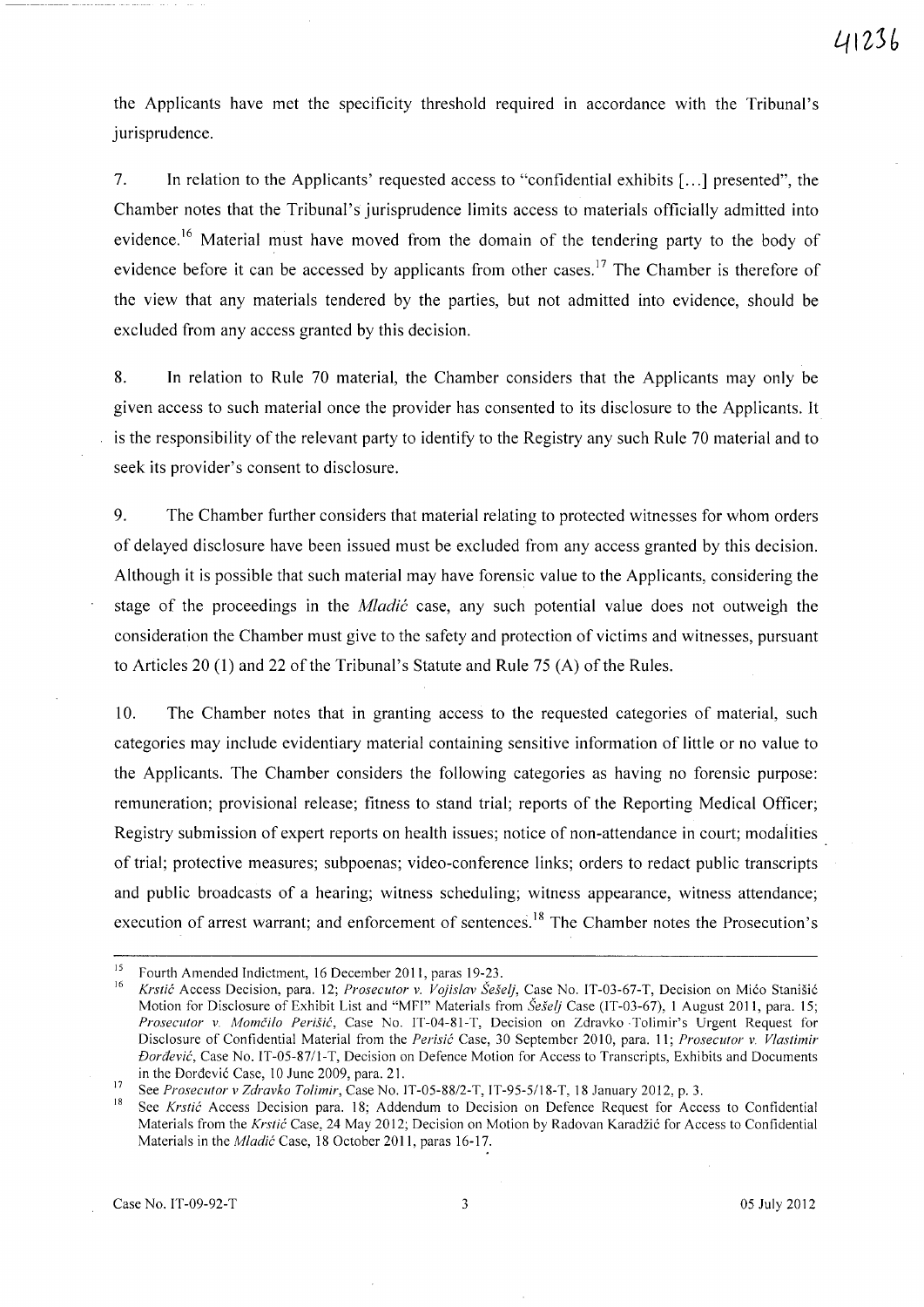the Applicants have met the specificity threshold required in accordance with the Tribunal's jurisprudence.

7. In relation to the Applicants' requested access to "confidential exhibits [...] presented", the Chamber notes that the Tribunal's jurisprudence limits access to materials officially admitted into evidence.[16] Material must have moved from the domain of the tendering party to the body of evidence before it can be accessed by applicants from other cases.[17] The Chamber is therefore of the view that any materials tendered by the parties, but not admitted into evidence, should be excluded from any access granted by this decision.

8. In relation to Rule 70 material, the Chamber considers that the Applicants may only be given access to such material once the provider has consented to its disclosure to the Applicants. It is the responsibility of the relevant party to identify to the Registry any such Rule 70 material and to seek its provider's consent to disclosure.

9. The Chamber further considers that material relating to protected witnesses for whom orders of delayed disclosure have been issued must be excluded from any access granted by this decision. Although it is possible that such material may have forensic value to the Applicants, considering the stage of the proceedings in the *Mladić* case, any such potential value does not outweigh the consideration the Chamber must give to the safety and protection of victims and witnesses, pursuant to Articles 20 (1) and 22 of the Tribunal's Statute and Rule 75 (A) of the Rules.

10. The Chamber notes that in granting access to the requested categories of material, such categories may include evidentiary material containing sensitive information of little or no value to the Applicants. The Chamber considers the following categories as having no forensic purpose: remuneration; provisional release; fitness to stand trial; reports of the Reporting Medical Officer; Registry submission of expert reports on health issues; notice of non-attendance in court; modalities of trial; protective measures; subpoenas; video-conference links; orders to redact public transcripts and public broadcasts of a hearing; witness scheduling; witness appearance, witness attendance; execution of arrest warrant; and enforcement of sentences.[18] The Chamber notes the Prosecution's

---

[15] Fourth Amended Indictment, 16 December 2011, paras 19-23.

[16] *Krstić* Access Decision, para. 12; *Prosecutor v. Vojislav Šešelj*, Case No. IT-03-67-T, Decision on Mićo Stanišić Motion for Disclosure of Exhibit List and "MFI" Materials from *Šešelj* Case (IT-03-67), 1 August 2011, para. 15; *Prosecutor v. Momčilo Perišić*, Case No. IT-04-81-T, Decision on Zdravko Tolimir's Urgent Request for Disclosure of Confidential Material from the *Perisić* Case, 30 September 2010, para. 11; *Prosecutor v. Vlastimir Đorđević*, Case No. IT-05-87/1-T, Decision on Defence Motion for Access to Transcripts, Exhibits and Documents in the Đorđević Case, 10 June 2009, para. 21.

[17] See *Prosecutor v Zdravko Tolimir*, Case No. IT-05-88/2-T, IT-95-5/18-T, 18 January 2012, p. 3.

[18] See *Krstić* Access Decision para. 18; Addendum to Decision on Defence Request for Access to Confidential Materials from the *Krstić* Case, 24 May 2012; Decision on Motion by Radovan Karadžić for Access to Confidential Materials in the *Mladić* Case, 18 October 2011, paras 16-17.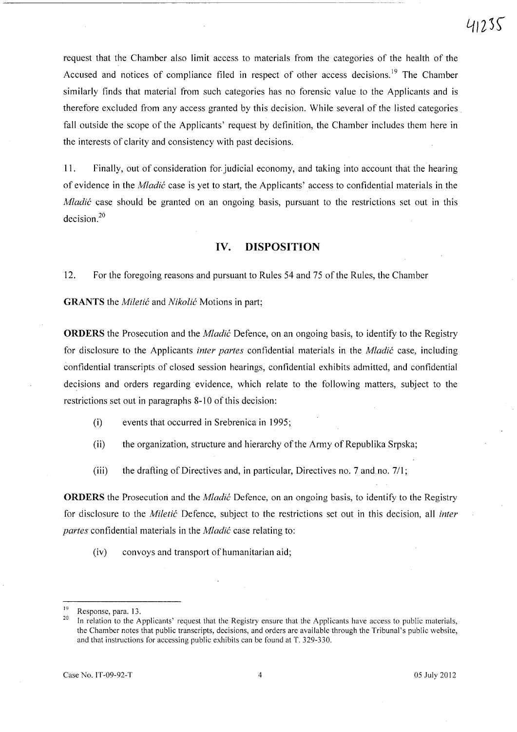request that the Chamber also limit access to materials from the categories of the health of the Accused and notices of compliance filed in respect of other access decisions.[19] The Chamber similarly finds that material from such categories has no forensic value to the Applicants and is therefore excluded from any access granted by this decision. While several of the listed categories fall outside the scope of the Applicants' request by definition, the Chamber includes them here in the interests of clarity and consistency with past decisions.

11. Finally, out of consideration for judicial economy, and taking into account that the hearing of evidence in the *Mladić* case is yet to start, the Applicants' access to confidential materials in the *Mladić* case should be granted on an ongoing basis, pursuant to the restrictions set out in this decision.[20]

## IV. DISPOSITION

12. For the foregoing reasons and pursuant to Rules 54 and 75 of the Rules, the Chamber

**GRANTS** the *Miletić* and *Nikolić* Motions in part;

**ORDERS** the Prosecution and the *Mladić* Defence, on an ongoing basis, to identify to the Registry for disclosure to the Applicants *inter partes* confidential materials in the *Mladić* case, including confidential transcripts of closed session hearings, confidential exhibits admitted, and confidential decisions and orders regarding evidence, which relate to the following matters, subject to the restrictions set out in paragraphs 8-10 of this decision:

(i) events that occurred in Srebrenica in 1995;

(ii) the organization, structure and hierarchy of the Army of Republika Srpska;

(iii) the drafting of Directives and, in particular, Directives no. 7 and no. 7/1;

**ORDERS** the Prosecution and the *Mladić* Defence, on an ongoing basis, to identify to the Registry for disclosure to the *Miletić* Defence, subject to the restrictions set out in this decision, all *inter partes* confidential materials in the *Mladić* case relating to:

(iv) convoys and transport of humanitarian aid;

---

[19] Response, para. 13.

[20] In relation to the Applicants' request that the Registry ensure that the Applicants have access to public materials, the Chamber notes that public transcripts, decisions, and orders are available through the Tribunal's public website, and that instructions for accessing public exhibits can be found at T. 329-330.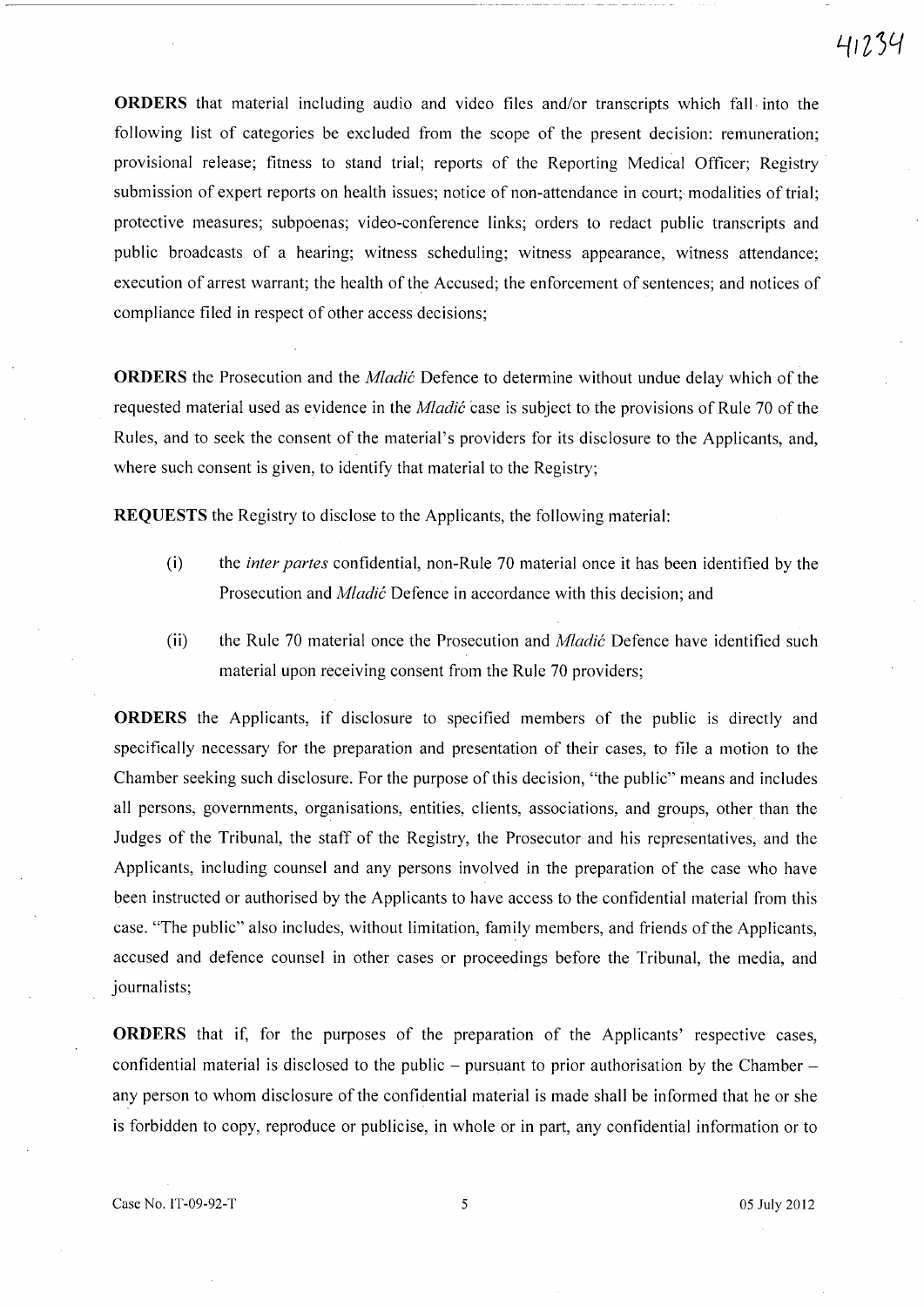**ORDERS** that material including audio and video files and/or transcripts which fall into the following list of categories be excluded from the scope of the present decision: remuneration; provisional release; fitness to stand trial; reports of the Reporting Medical Officer; Registry submission of expert reports on health issues; notice of non-attendance in court; modalities of trial; protective measures; subpoenas; video-conference links; orders to redact public transcripts and public broadcasts of a hearing; witness scheduling; witness appearance, witness attendance; execution of arrest warrant; the health of the Accused; the enforcement of sentences; and notices of compliance filed in respect of other access decisions;

**ORDERS** the Prosecution and the *Mladić* Defence to determine without undue delay which of the requested material used as evidence in the *Mladić* case is subject to the provisions of Rule 70 of the Rules, and to seek the consent of the material's providers for its disclosure to the Applicants, and, where such consent is given, to identify that material to the Registry;

**REQUESTS** the Registry to disclose to the Applicants, the following material:

(i) the *inter partes* confidential, non-Rule 70 material once it has been identified by the Prosecution and *Mladić* Defence in accordance with this decision; and

(ii) the Rule 70 material once the Prosecution and *Mladić* Defence have identified such material upon receiving consent from the Rule 70 providers;

**ORDERS** the Applicants, if disclosure to specified members of the public is directly and specifically necessary for the preparation and presentation of their cases, to file a motion to the Chamber seeking such disclosure. For the purpose of this decision, "the public" means and includes all persons, governments, organisations, entities, clients, associations, and groups, other than the Judges of the Tribunal, the staff of the Registry, the Prosecutor and his representatives, and the Applicants, including counsel and any persons involved in the preparation of the case who have been instructed or authorised by the Applicants to have access to the confidential material from this case. "The public" also includes, without limitation, family members, and friends of the Applicants, accused and defence counsel in other cases or proceedings before the Tribunal, the media, and journalists;

**ORDERS** that if, for the purposes of the preparation of the Applicants' respective cases, confidential material is disclosed to the public – pursuant to prior authorisation by the Chamber – any person to whom disclosure of the confidential material is made shall be informed that he or she is forbidden to copy, reproduce or publicise, in whole or in part, any confidential information or to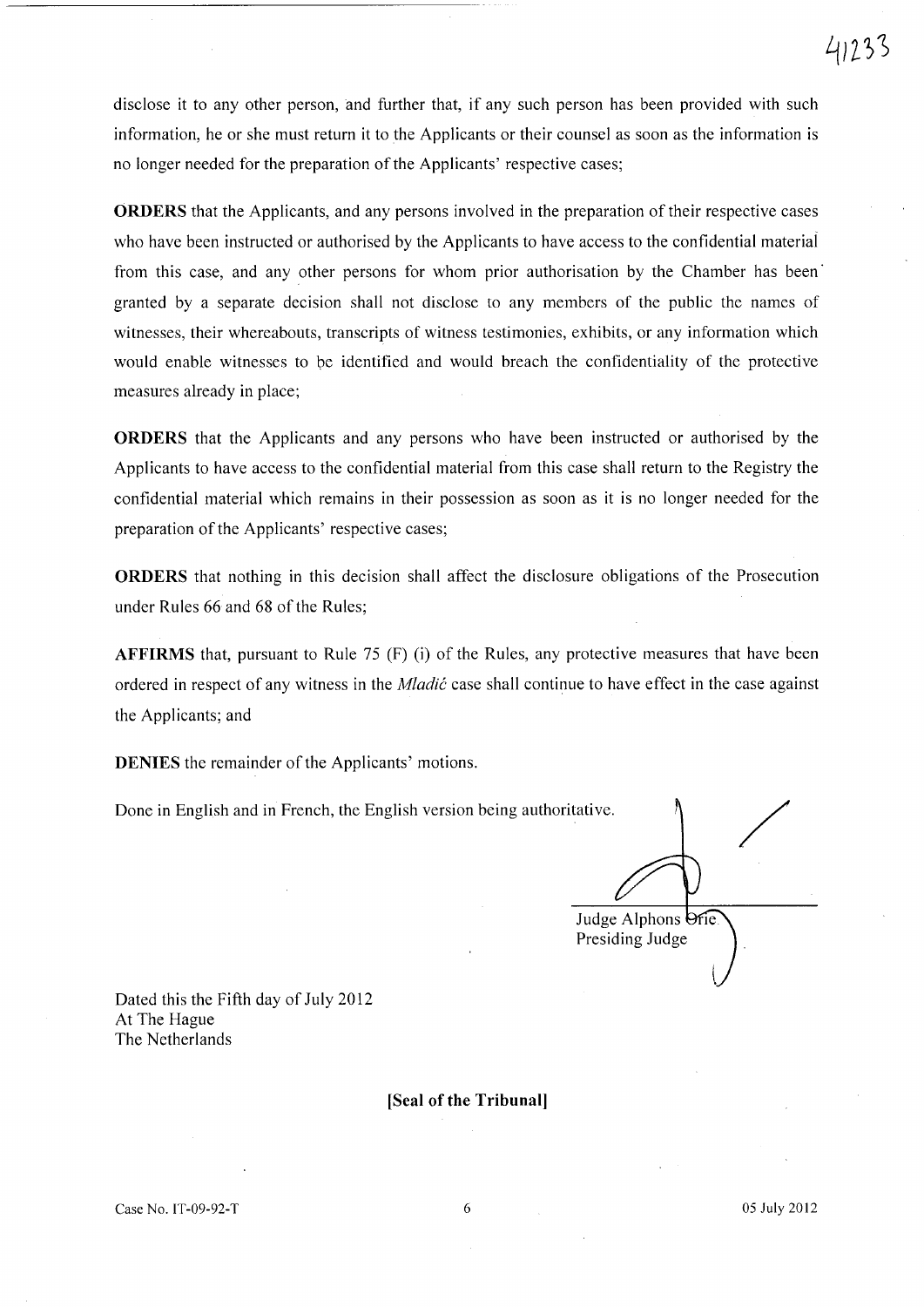disclose it to any other person, and further that, if any such person has been provided with such information, he or she must return it to the Applicants or their counsel as soon as the information is no longer needed for the preparation of the Applicants' respective cases;

**ORDERS** that the Applicants, and any persons involved in the preparation of their respective cases who have been instructed or authorised by the Applicants to have access to the confidential material from this case, and any other persons for whom prior authorisation by the Chamber has been granted by a separate decision shall not disclose to any members of the public the names of witnesses, their whereabouts, transcripts of witness testimonies, exhibits, or any information which would enable witnesses to be identified and would breach the confidentiality of the protective measures already in place;

**ORDERS** that the Applicants and any persons who have been instructed or authorised by the Applicants to have access to the confidential material from this case shall return to the Registry the confidential material which remains in their possession as soon as it is no longer needed for the preparation of the Applicants' respective cases;

**ORDERS** that nothing in this decision shall affect the disclosure obligations of the Prosecution under Rules 66 and 68 of the Rules;

**AFFIRMS** that, pursuant to Rule 75 (F) (i) of the Rules, any protective measures that have been ordered in respect of any witness in the *Mladić* case shall continue to have effect in the case against the Applicants; and

**DENIES** the remainder of the Applicants' motions.

Done in English and in French, the English version being authoritative.

Judge Alphons Orie
Presiding Judge

Dated this the Fifth day of July 2012
At The Hague
The Netherlands

**[Seal of the Tribunal]**